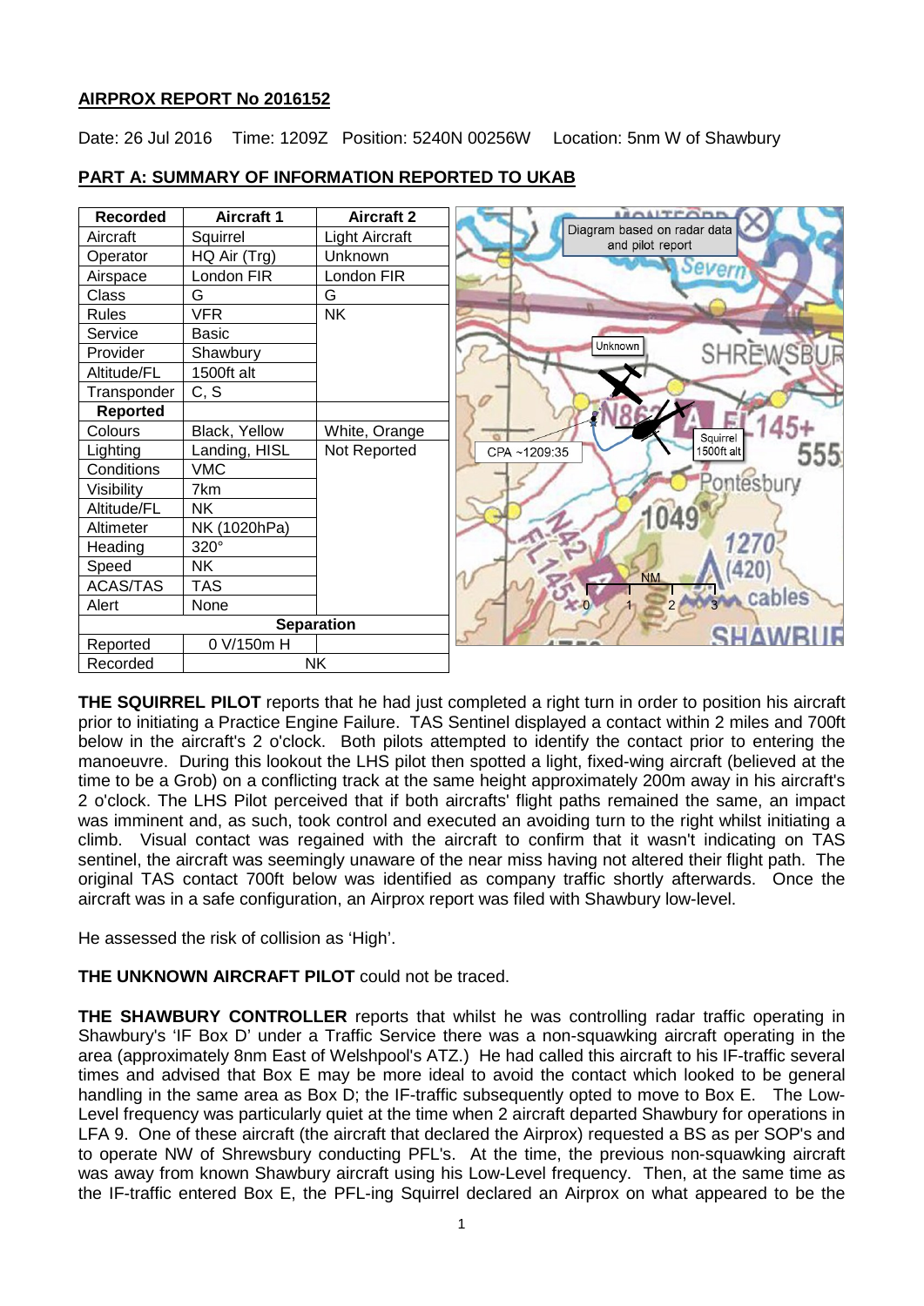**AIRPROX REPORT No 2016152**

Date: 26 Jul 2016 Time: 1209Z Position: 5240N 00256W Location: 5nm W of Shawbury

**PART A: SUMMARY OF INFORMATION REPORTED TO UKAB**

| Recorded | Aircraft 1 | Aircraft 2 |
|---|---|---|
| Aircraft | Squirrel | Light Aircraft |
| Operator | HQ Air (Trg) | Unknown |
| Airspace | London FIR | London FIR |
| Class | G | G |
| Rules | VFR | NK |
| Service | Basic | |
| Provider | Shawbury | |
| Altitude/FL | 1500ft alt | |
| Transponder | C, S | |
| **Reported** | | |
| Colours | Black, Yellow | White, Orange |
| Lighting | Landing, HISL | Not Reported |
| Conditions | VMC | |
| Visibility | 7km | |
| Altitude/FL | NK | |
| Altimeter | NK (1020hPa) | |
| Heading | 320° | |
| Speed | NK | |
| ACAS/TAS | TAS | |
| Alert | None | |
| **Separation** | | |
| Reported | 0 V/150m H | |
| Recorded | NK | |

Diagram based on radar data and pilot report

**THE SQUIRREL PILOT** reports that he had just completed a right turn in order to position his aircraft prior to initiating a Practice Engine Failure. TAS Sentinel displayed a contact within 2 miles and 700ft below in the aircraft's 2 o'clock. Both pilots attempted to identify the contact prior to entering the manoeuvre. During this lookout the LHS pilot then spotted a light, fixed-wing aircraft (believed at the time to be a Grob) on a conflicting track at the same height approximately 200m away in his aircraft's 2 o'clock. The LHS Pilot perceived that if both aircrafts' flight paths remained the same, an impact was imminent and, as such, took control and executed an avoiding turn to the right whilst initiating a climb. Visual contact was regained with the aircraft to confirm that it wasn't indicating on TAS sentinel, the aircraft was seemingly unaware of the near miss having not altered their flight path. The original TAS contact 700ft below was identified as company traffic shortly afterwards. Once the aircraft was in a safe configuration, an Airprox report was filed with Shawbury low-level.

He assessed the risk of collision as 'High'.

**THE UNKNOWN AIRCRAFT PILOT** could not be traced.

**THE SHAWBURY CONTROLLER** reports that whilst he was controlling radar traffic operating in Shawbury's 'IF Box D' under a Traffic Service there was a non-squawking aircraft operating in the area (approximately 8nm East of Welshpool's ATZ.) He had called this aircraft to his IF-traffic several times and advised that Box E may be more ideal to avoid the contact which looked to be general handling in the same area as Box D; the IF-traffic subsequently opted to move to Box E. The Low-Level frequency was particularly quiet at the time when 2 aircraft departed Shawbury for operations in LFA 9. One of these aircraft (the aircraft that declared the Airprox) requested a BS as per SOP's and to operate NW of Shrewsbury conducting PFL's. At the time, the previous non-squawking aircraft was away from known Shawbury aircraft using his Low-Level frequency. Then, at the same time as the IF-traffic entered Box E, the PFL-ing Squirrel declared an Airprox on what appeared to be the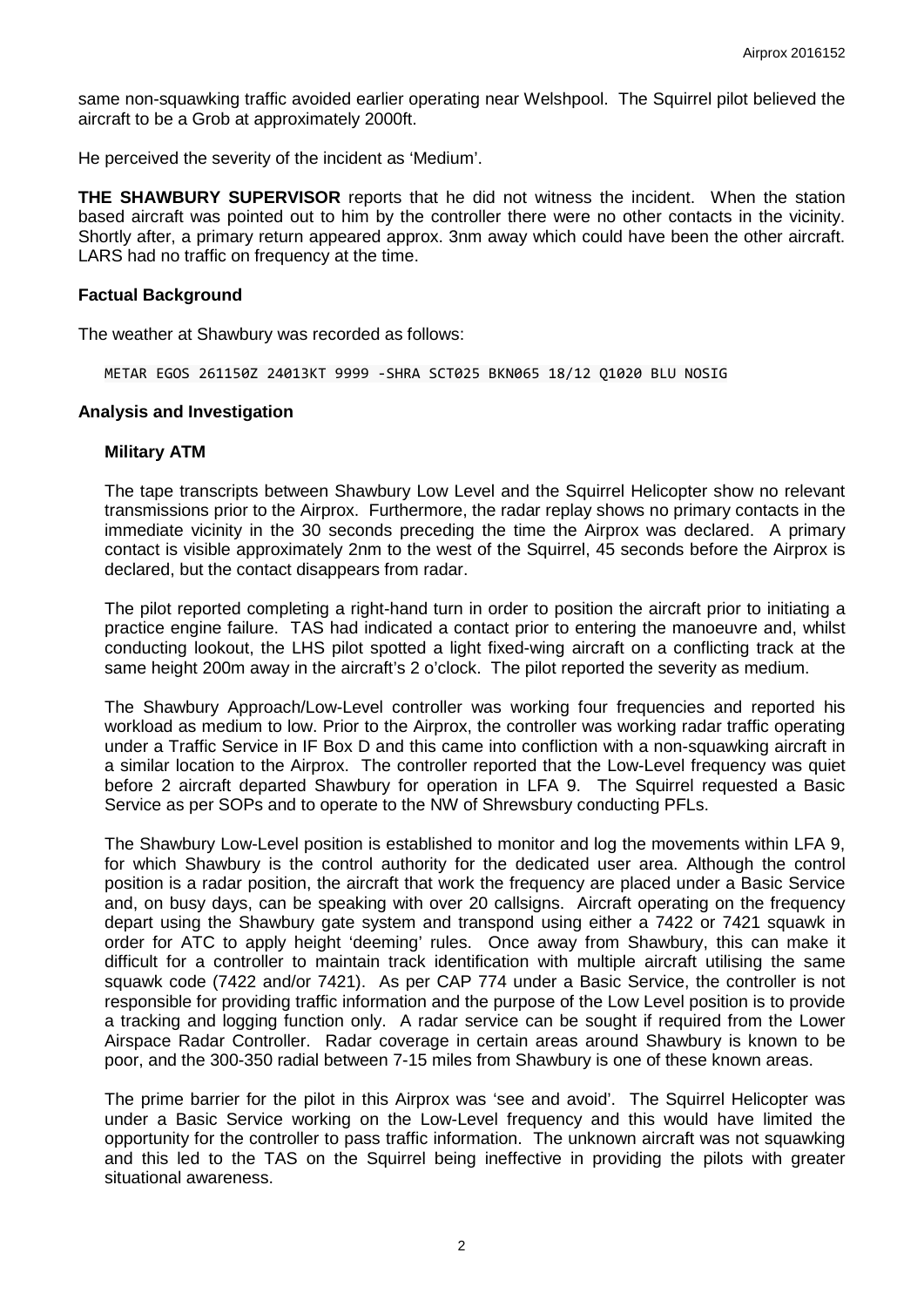same non-squawking traffic avoided earlier operating near Welshpool. The Squirrel pilot believed the aircraft to be a Grob at approximately 2000ft.

He perceived the severity of the incident as 'Medium'.

**THE SHAWBURY SUPERVISOR** reports that he did not witness the incident. When the station based aircraft was pointed out to him by the controller there were no other contacts in the vicinity. Shortly after, a primary return appeared approx. 3nm away which could have been the other aircraft. LARS had no traffic on frequency at the time.

### Factual Background

The weather at Shawbury was recorded as follows:

```
METAR EGOS 261150Z 24013KT 9999 -SHRA SCT025 BKN065 18/12 Q1020 BLU NOSIG
```

### Analysis and Investigation

#### Military ATM

The tape transcripts between Shawbury Low Level and the Squirrel Helicopter show no relevant transmissions prior to the Airprox. Furthermore, the radar replay shows no primary contacts in the immediate vicinity in the 30 seconds preceding the time the Airprox was declared. A primary contact is visible approximately 2nm to the west of the Squirrel, 45 seconds before the Airprox is declared, but the contact disappears from radar.

The pilot reported completing a right-hand turn in order to position the aircraft prior to initiating a practice engine failure. TAS had indicated a contact prior to entering the manoeuvre and, whilst conducting lookout, the LHS pilot spotted a light fixed-wing aircraft on a conflicting track at the same height 200m away in the aircraft's 2 o'clock. The pilot reported the severity as medium.

The Shawbury Approach/Low-Level controller was working four frequencies and reported his workload as medium to low. Prior to the Airprox, the controller was working radar traffic operating under a Traffic Service in IF Box D and this came into confliction with a non-squawking aircraft in a similar location to the Airprox. The controller reported that the Low-Level frequency was quiet before 2 aircraft departed Shawbury for operation in LFA 9. The Squirrel requested a Basic Service as per SOPs and to operate to the NW of Shrewsbury conducting PFLs.

The Shawbury Low-Level position is established to monitor and log the movements within LFA 9, for which Shawbury is the control authority for the dedicated user area. Although the control position is a radar position, the aircraft that work the frequency are placed under a Basic Service and, on busy days, can be speaking with over 20 callsigns. Aircraft operating on the frequency depart using the Shawbury gate system and transpond using either a 7422 or 7421 squawk in order for ATC to apply height 'deeming' rules. Once away from Shawbury, this can make it difficult for a controller to maintain track identification with multiple aircraft utilising the same squawk code (7422 and/or 7421). As per CAP 774 under a Basic Service, the controller is not responsible for providing traffic information and the purpose of the Low Level position is to provide a tracking and logging function only. A radar service can be sought if required from the Lower Airspace Radar Controller. Radar coverage in certain areas around Shawbury is known to be poor, and the 300-350 radial between 7-15 miles from Shawbury is one of these known areas.

The prime barrier for the pilot in this Airprox was 'see and avoid'. The Squirrel Helicopter was under a Basic Service working on the Low-Level frequency and this would have limited the opportunity for the controller to pass traffic information. The unknown aircraft was not squawking and this led to the TAS on the Squirrel being ineffective in providing the pilots with greater situational awareness.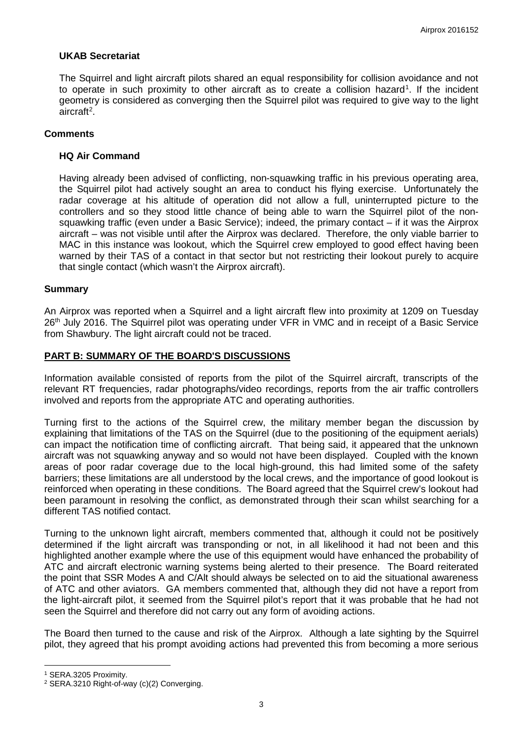### UKAB Secretariat

The Squirrel and light aircraft pilots shared an equal responsibility for collision avoidance and not to operate in such proximity to other aircraft as to create a collision hazard[1]. If the incident geometry is considered as converging then the Squirrel pilot was required to give way to the light aircraft[2].

## Comments

### HQ Air Command

Having already been advised of conflicting, non-squawking traffic in his previous operating area, the Squirrel pilot had actively sought an area to conduct his flying exercise. Unfortunately the radar coverage at his altitude of operation did not allow a full, uninterrupted picture to the controllers and so they stood little chance of being able to warn the Squirrel pilot of the non-squawking traffic (even under a Basic Service); indeed, the primary contact – if it was the Airprox aircraft – was not visible until after the Airprox was declared. Therefore, the only viable barrier to MAC in this instance was lookout, which the Squirrel crew employed to good effect having been warned by their TAS of a contact in that sector but not restricting their lookout purely to acquire that single contact (which wasn't the Airprox aircraft).

## Summary

An Airprox was reported when a Squirrel and a light aircraft flew into proximity at 1209 on Tuesday 26th July 2016. The Squirrel pilot was operating under VFR in VMC and in receipt of a Basic Service from Shawbury. The light aircraft could not be traced.

## PART B: SUMMARY OF THE BOARD'S DISCUSSIONS

Information available consisted of reports from the pilot of the Squirrel aircraft, transcripts of the relevant RT frequencies, radar photographs/video recordings, reports from the air traffic controllers involved and reports from the appropriate ATC and operating authorities.

Turning first to the actions of the Squirrel crew, the military member began the discussion by explaining that limitations of the TAS on the Squirrel (due to the positioning of the equipment aerials) can impact the notification time of conflicting aircraft. That being said, it appeared that the unknown aircraft was not squawking anyway and so would not have been displayed. Coupled with the known areas of poor radar coverage due to the local high-ground, this had limited some of the safety barriers; these limitations are all understood by the local crews, and the importance of good lookout is reinforced when operating in these conditions. The Board agreed that the Squirrel crew's lookout had been paramount in resolving the conflict, as demonstrated through their scan whilst searching for a different TAS notified contact.

Turning to the unknown light aircraft, members commented that, although it could not be positively determined if the light aircraft was transponding or not, in all likelihood it had not been and this highlighted another example where the use of this equipment would have enhanced the probability of ATC and aircraft electronic warning systems being alerted to their presence. The Board reiterated the point that SSR Modes A and C/Alt should always be selected on to aid the situational awareness of ATC and other aviators. GA members commented that, although they did not have a report from the light-aircraft pilot, it seemed from the Squirrel pilot's report that it was probable that he had not seen the Squirrel and therefore did not carry out any form of avoiding actions.

The Board then turned to the cause and risk of the Airprox. Although a late sighting by the Squirrel pilot, they agreed that his prompt avoiding actions had prevented this from becoming a more serious

---

[1] SERA.3205 Proximity.

[2] SERA.3210 Right-of-way (c)(2) Converging.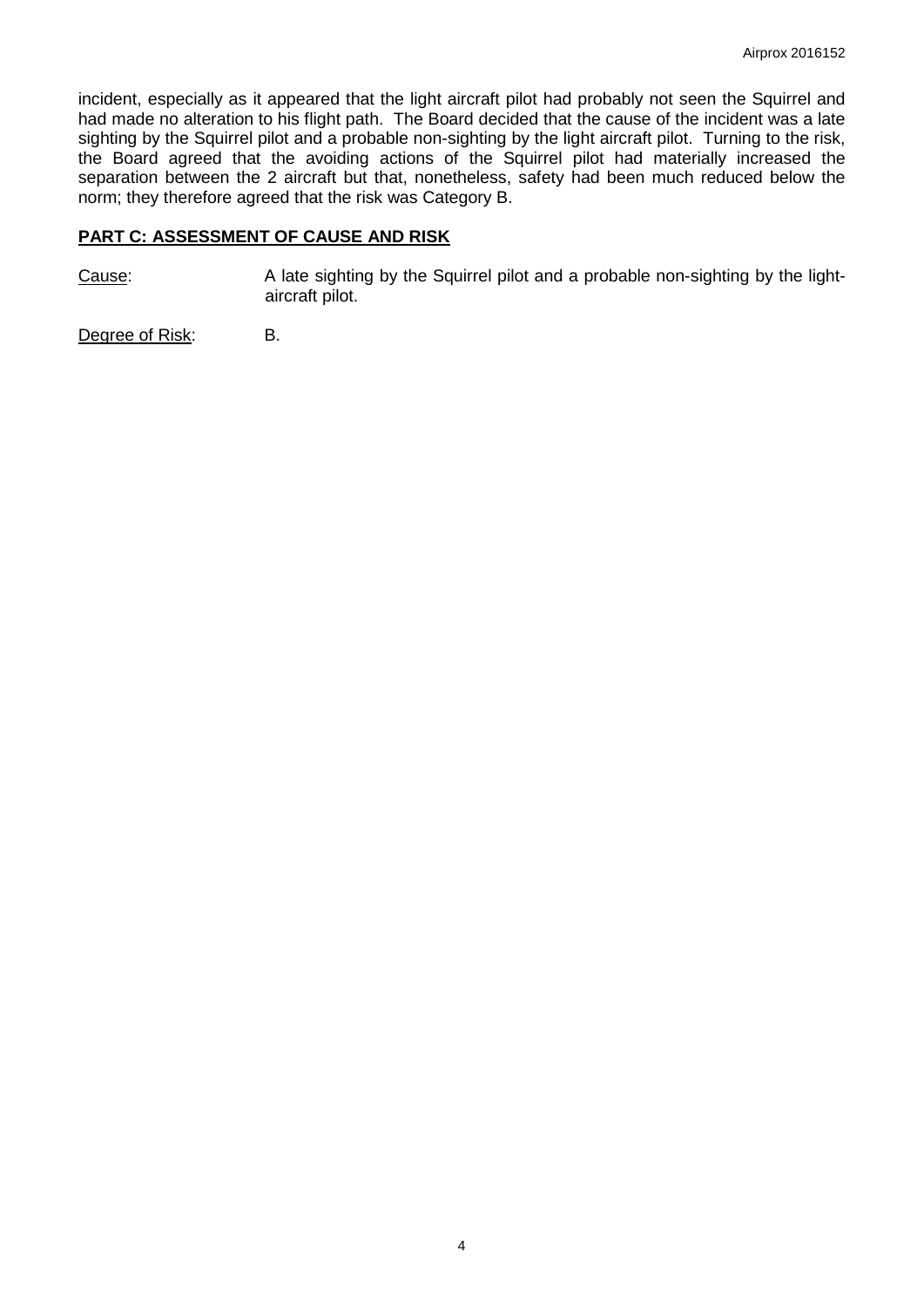incident, especially as it appeared that the light aircraft pilot had probably not seen the Squirrel and had made no alteration to his flight path. The Board decided that the cause of the incident was a late sighting by the Squirrel pilot and a probable non-sighting by the light aircraft pilot. Turning to the risk, the Board agreed that the avoiding actions of the Squirrel pilot had materially increased the separation between the 2 aircraft but that, nonetheless, safety had been much reduced below the norm; they therefore agreed that the risk was Category B.

## PART C: ASSESSMENT OF CAUSE AND RISK

Cause: A late sighting by the Squirrel pilot and a probable non-sighting by the light-aircraft pilot.

Degree of Risk: B.